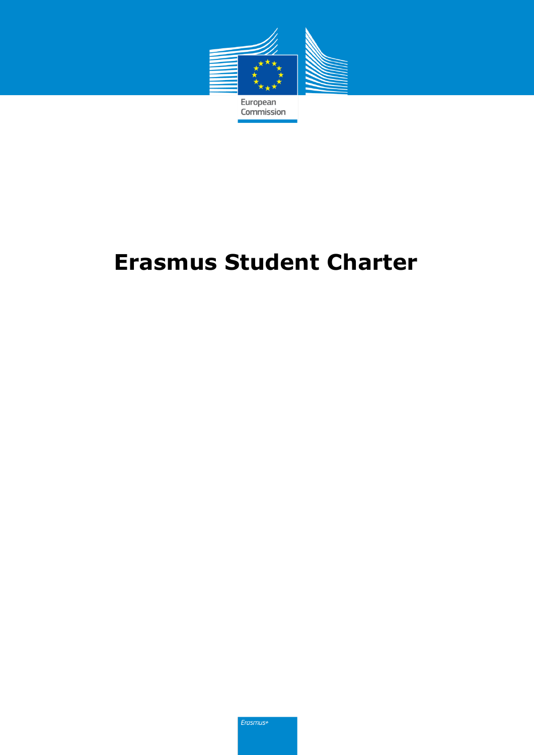European Commission

# Erasmus Student Charter

Erasmus+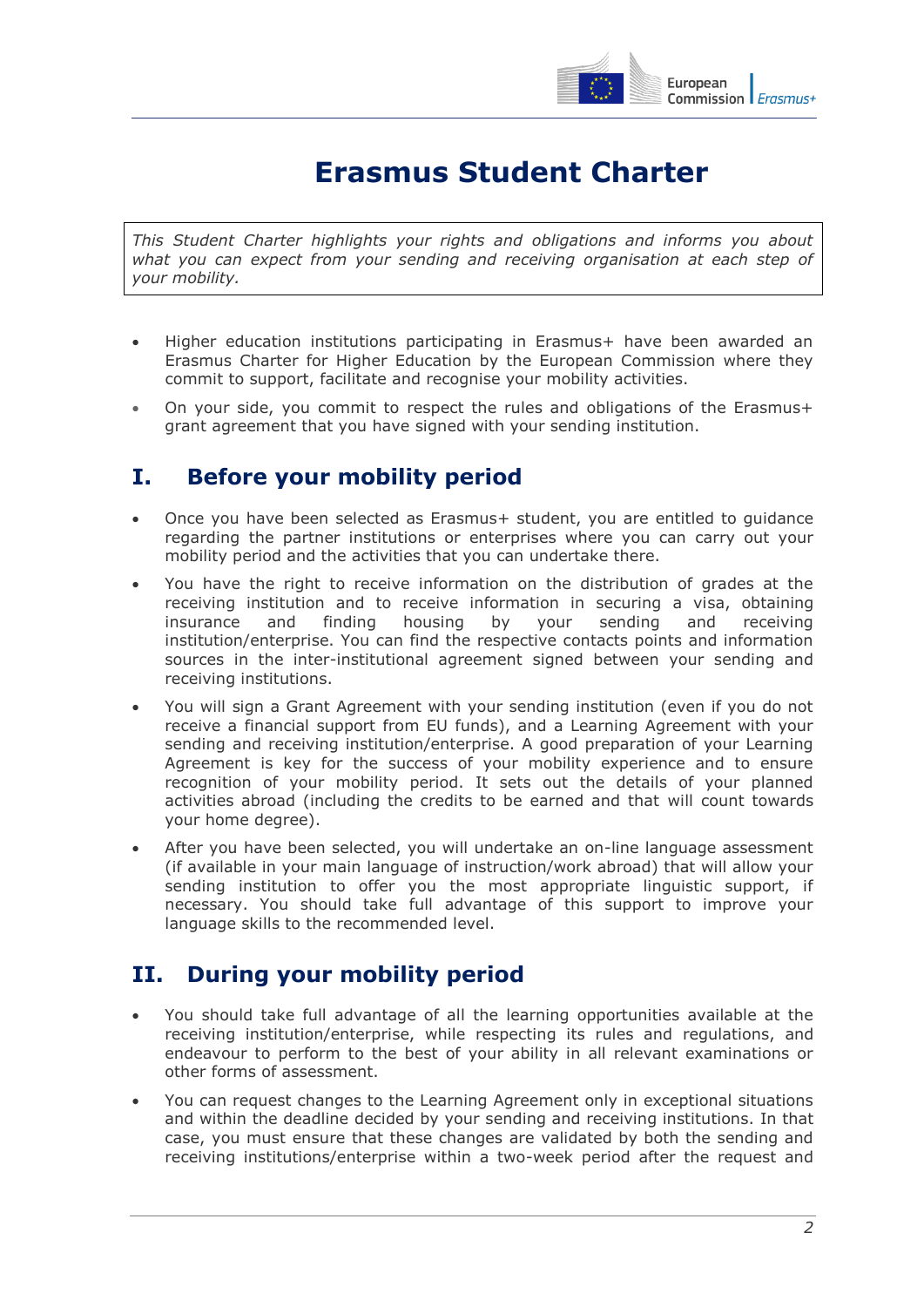# Erasmus Student Charter

*This Student Charter highlights your rights and obligations and informs you about what you can expect from your sending and receiving organisation at each step of your mobility.*

- Higher education institutions participating in Erasmus+ have been awarded an Erasmus Charter for Higher Education by the European Commission where they commit to support, facilitate and recognise your mobility activities.
- On your side, you commit to respect the rules and obligations of the Erasmus+ grant agreement that you have signed with your sending institution.

## I. Before your mobility period

- Once you have been selected as Erasmus+ student, you are entitled to guidance regarding the partner institutions or enterprises where you can carry out your mobility period and the activities that you can undertake there.
- You have the right to receive information on the distribution of grades at the receiving institution and to receive information in securing a visa, obtaining insurance and finding housing by your sending and receiving institution/enterprise. You can find the respective contacts points and information sources in the inter-institutional agreement signed between your sending and receiving institutions.
- You will sign a Grant Agreement with your sending institution (even if you do not receive a financial support from EU funds), and a Learning Agreement with your sending and receiving institution/enterprise. A good preparation of your Learning Agreement is key for the success of your mobility experience and to ensure recognition of your mobility period. It sets out the details of your planned activities abroad (including the credits to be earned and that will count towards your home degree).
- After you have been selected, you will undertake an on-line language assessment (if available in your main language of instruction/work abroad) that will allow your sending institution to offer you the most appropriate linguistic support, if necessary. You should take full advantage of this support to improve your language skills to the recommended level.

## II. During your mobility period

- You should take full advantage of all the learning opportunities available at the receiving institution/enterprise, while respecting its rules and regulations, and endeavour to perform to the best of your ability in all relevant examinations or other forms of assessment.
- You can request changes to the Learning Agreement only in exceptional situations and within the deadline decided by your sending and receiving institutions. In that case, you must ensure that these changes are validated by both the sending and receiving institutions/enterprise within a two-week period after the request and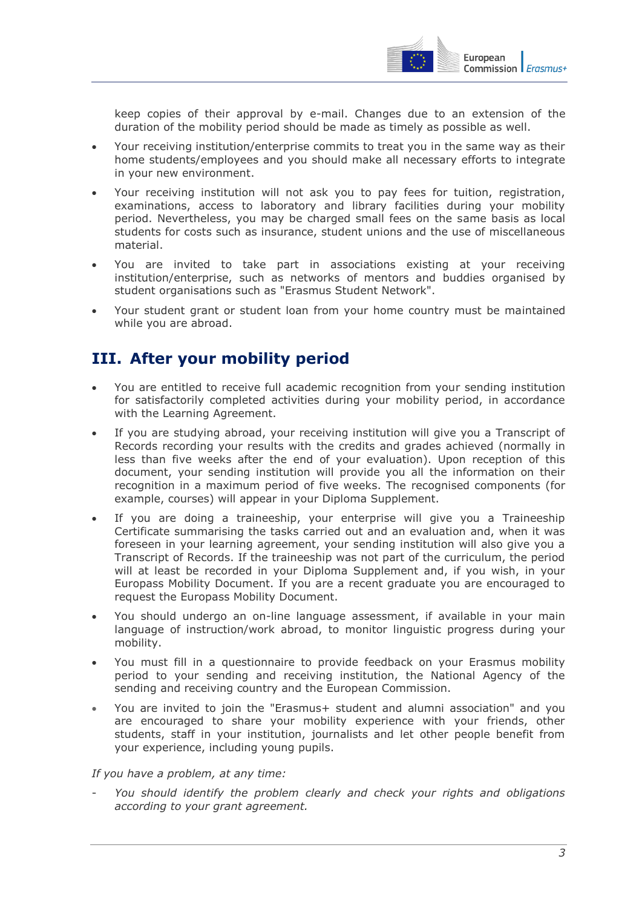keep copies of their approval by e-mail. Changes due to an extension of the duration of the mobility period should be made as timely as possible as well.

- Your receiving institution/enterprise commits to treat you in the same way as their home students/employees and you should make all necessary efforts to integrate in your new environment.
- Your receiving institution will not ask you to pay fees for tuition, registration, examinations, access to laboratory and library facilities during your mobility period. Nevertheless, you may be charged small fees on the same basis as local students for costs such as insurance, student unions and the use of miscellaneous material.
- You are invited to take part in associations existing at your receiving institution/enterprise, such as networks of mentors and buddies organised by student organisations such as "Erasmus Student Network".
- Your student grant or student loan from your home country must be maintained while you are abroad.

## III. After your mobility period

- You are entitled to receive full academic recognition from your sending institution for satisfactorily completed activities during your mobility period, in accordance with the Learning Agreement.
- If you are studying abroad, your receiving institution will give you a Transcript of Records recording your results with the credits and grades achieved (normally in less than five weeks after the end of your evaluation). Upon reception of this document, your sending institution will provide you all the information on their recognition in a maximum period of five weeks. The recognised components (for example, courses) will appear in your Diploma Supplement.
- If you are doing a traineeship, your enterprise will give you a Traineeship Certificate summarising the tasks carried out and an evaluation and, when it was foreseen in your learning agreement, your sending institution will also give you a Transcript of Records. If the traineeship was not part of the curriculum, the period will at least be recorded in your Diploma Supplement and, if you wish, in your Europass Mobility Document. If you are a recent graduate you are encouraged to request the Europass Mobility Document.
- You should undergo an on-line language assessment, if available in your main language of instruction/work abroad, to monitor linguistic progress during your mobility.
- You must fill in a questionnaire to provide feedback on your Erasmus mobility period to your sending and receiving institution, the National Agency of the sending and receiving country and the European Commission.
- You are invited to join the "Erasmus+ student and alumni association" and you are encouraged to share your mobility experience with your friends, other students, staff in your institution, journalists and let other people benefit from your experience, including young pupils.

*If you have a problem, at any time:*

- *You should identify the problem clearly and check your rights and obligations according to your grant agreement.*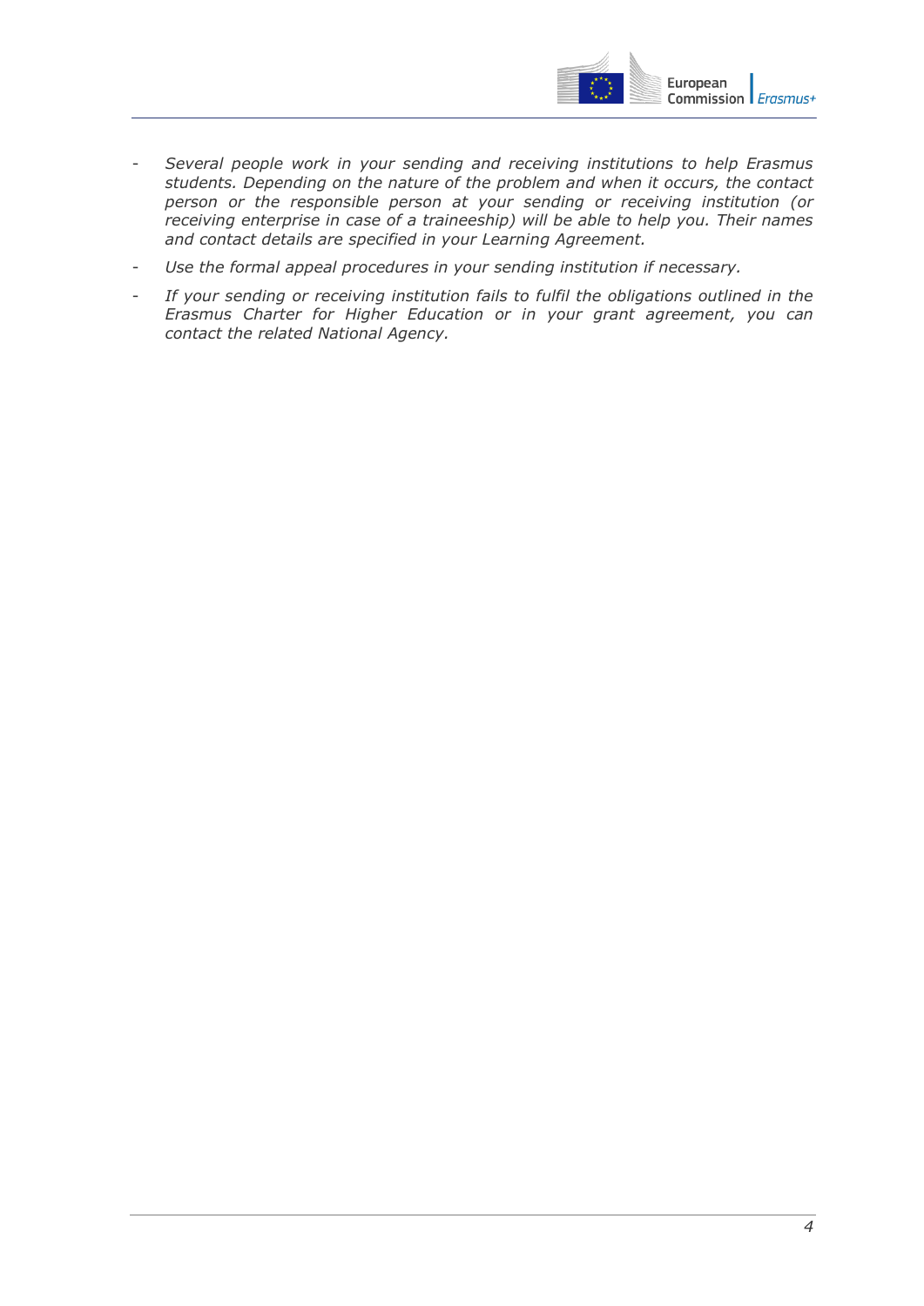- *Several people work in your sending and receiving institutions to help Erasmus students. Depending on the nature of the problem and when it occurs, the contact person or the responsible person at your sending or receiving institution (or receiving enterprise in case of a traineeship) will be able to help you. Their names and contact details are specified in your Learning Agreement.*
- *Use the formal appeal procedures in your sending institution if necessary.*
- *If your sending or receiving institution fails to fulfil the obligations outlined in the Erasmus Charter for Higher Education or in your grant agreement, you can contact the related National Agency.*